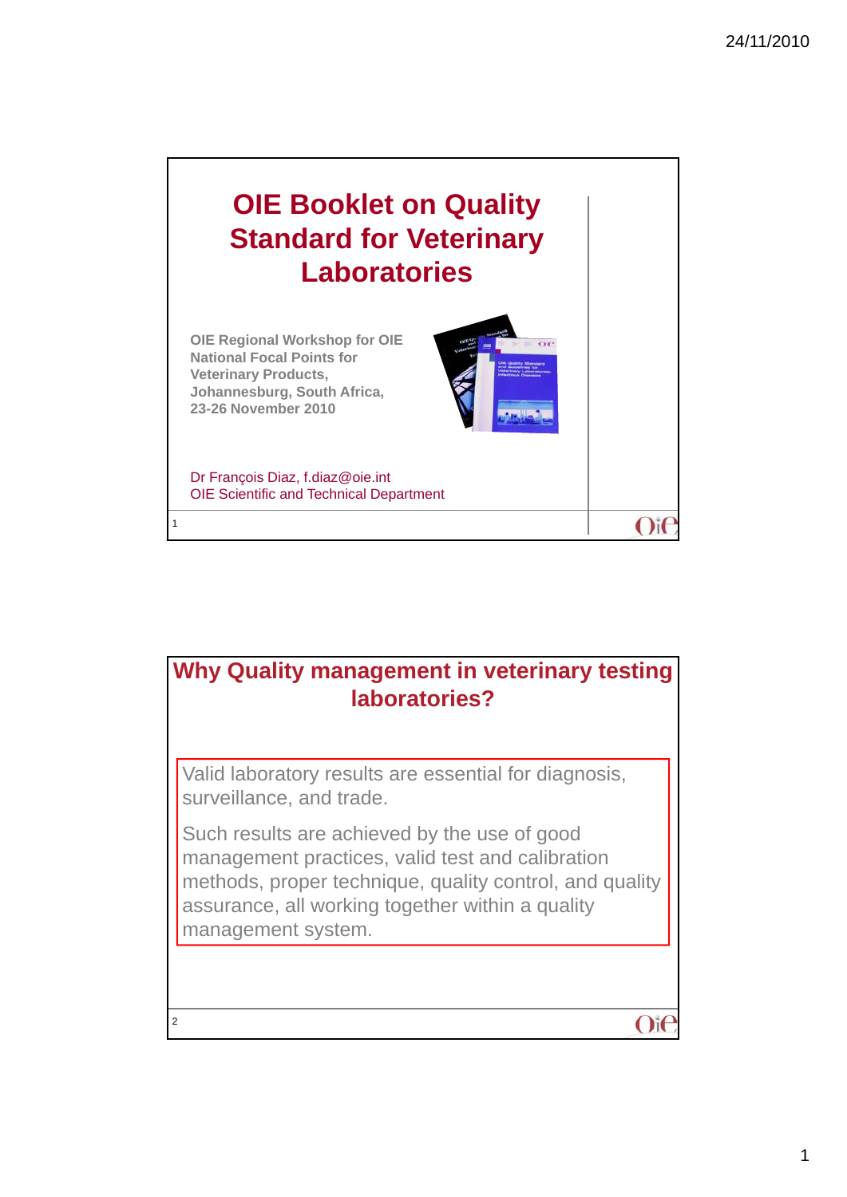# OIE Booklet on Quality Standard for Veterinary Laboratories

**OIE Regional Workshop for OIE National Focal Points for Veterinary Products, Johannesburg, South Africa, 23-26 November 2010**

Dr François Diaz, f.diaz@oie.int
OIE Scientific and Technical Department

## Why Quality management in veterinary testing laboratories?

Valid laboratory results are essential for diagnosis, surveillance, and trade.

Such results are achieved by the use of good management practices, valid test and calibration methods, proper technique, quality control, and quality assurance, all working together within a quality management system.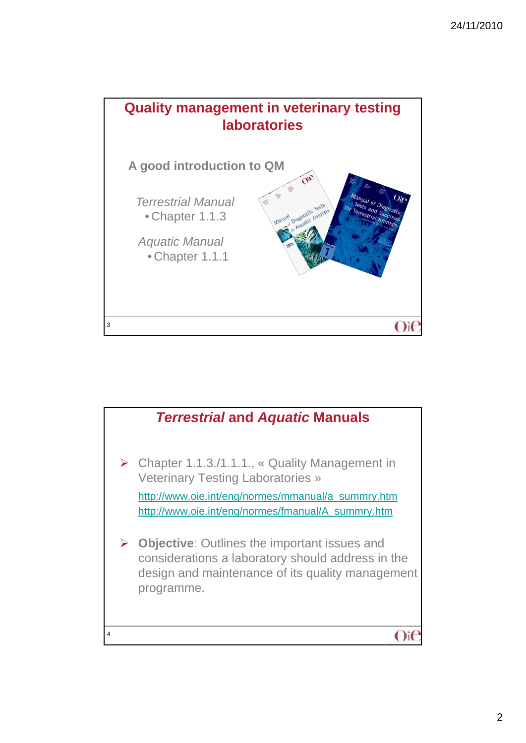## Quality management in veterinary testing laboratories

**A good introduction to QM**

*Terrestrial Manual*
- Chapter 1.1.3

*Aquatic Manual*
- Chapter 1.1.1

## *Terrestrial* and *Aquatic* Manuals

- Chapter 1.1.3./1.1.1., « Quality Management in Veterinary Testing Laboratories »

  http://www.oie.int/eng/normes/mmanual/a_summry.htm
  http://www.oie.int/eng/normes/fmanual/A_summry.htm

- **Objective**: Outlines the important issues and considerations a laboratory should address in the design and maintenance of its quality management programme.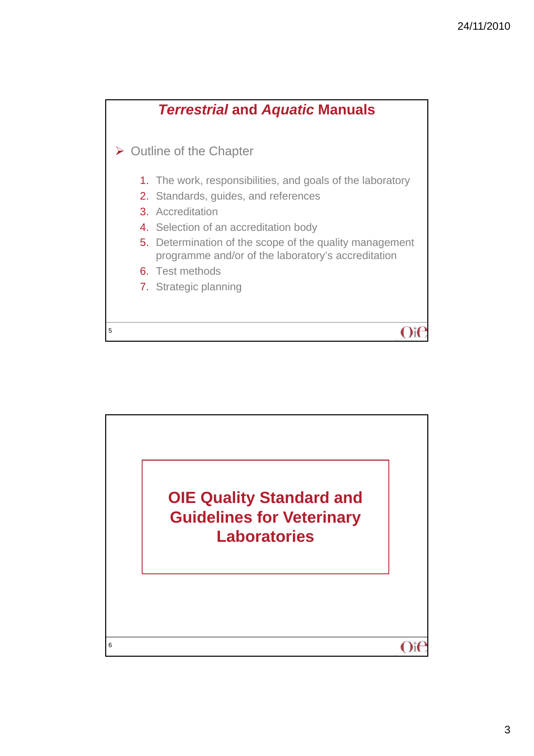## *Terrestrial* and *Aquatic* Manuals

- Outline of the Chapter

  1. The work, responsibilities, and goals of the laboratory
  2. Standards, guides, and references
  3. Accreditation
  4. Selection of an accreditation body
  5. Determination of the scope of the quality management programme and/or of the laboratory's accreditation
  6. Test methods
  7. Strategic planning

## OIE Quality Standard and Guidelines for Veterinary Laboratories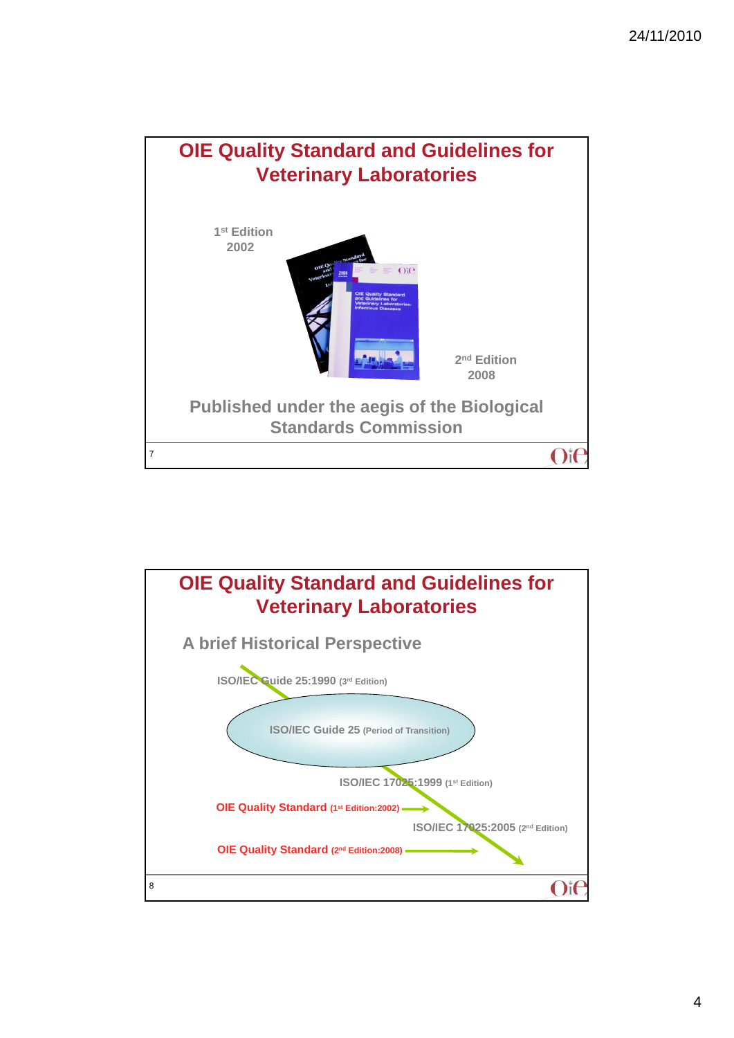## OIE Quality Standard and Guidelines for Veterinary Laboratories

1st Edition
2002

2nd Edition
2008

Published under the aegis of the Biological Standards Commission

## OIE Quality Standard and Guidelines for Veterinary Laboratories

### A brief Historical Perspective

ISO/IEC Guide 25:1990 (3rd Edition)

ISO/IEC Guide 25 (Period of Transition)

ISO/IEC 17025:1999 (1st Edition)

OIE Quality Standard (1st Edition:2002)

ISO/IEC 17025:2005 (2nd Edition)

OIE Quality Standard (2nd Edition:2008)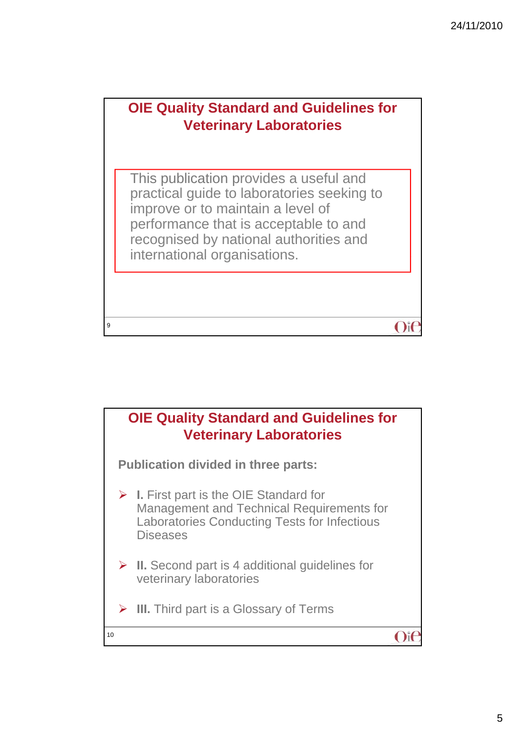## OIE Quality Standard and Guidelines for Veterinary Laboratories

This publication provides a useful and practical guide to laboratories seeking to improve or to maintain a level of performance that is acceptable to and recognised by national authorities and international organisations.

## OIE Quality Standard and Guidelines for Veterinary Laboratories

**Publication divided in three parts:**

- **I.** First part is the OIE Standard for Management and Technical Requirements for Laboratories Conducting Tests for Infectious Diseases
- **II.** Second part is 4 additional guidelines for veterinary laboratories
- **III.** Third part is a Glossary of Terms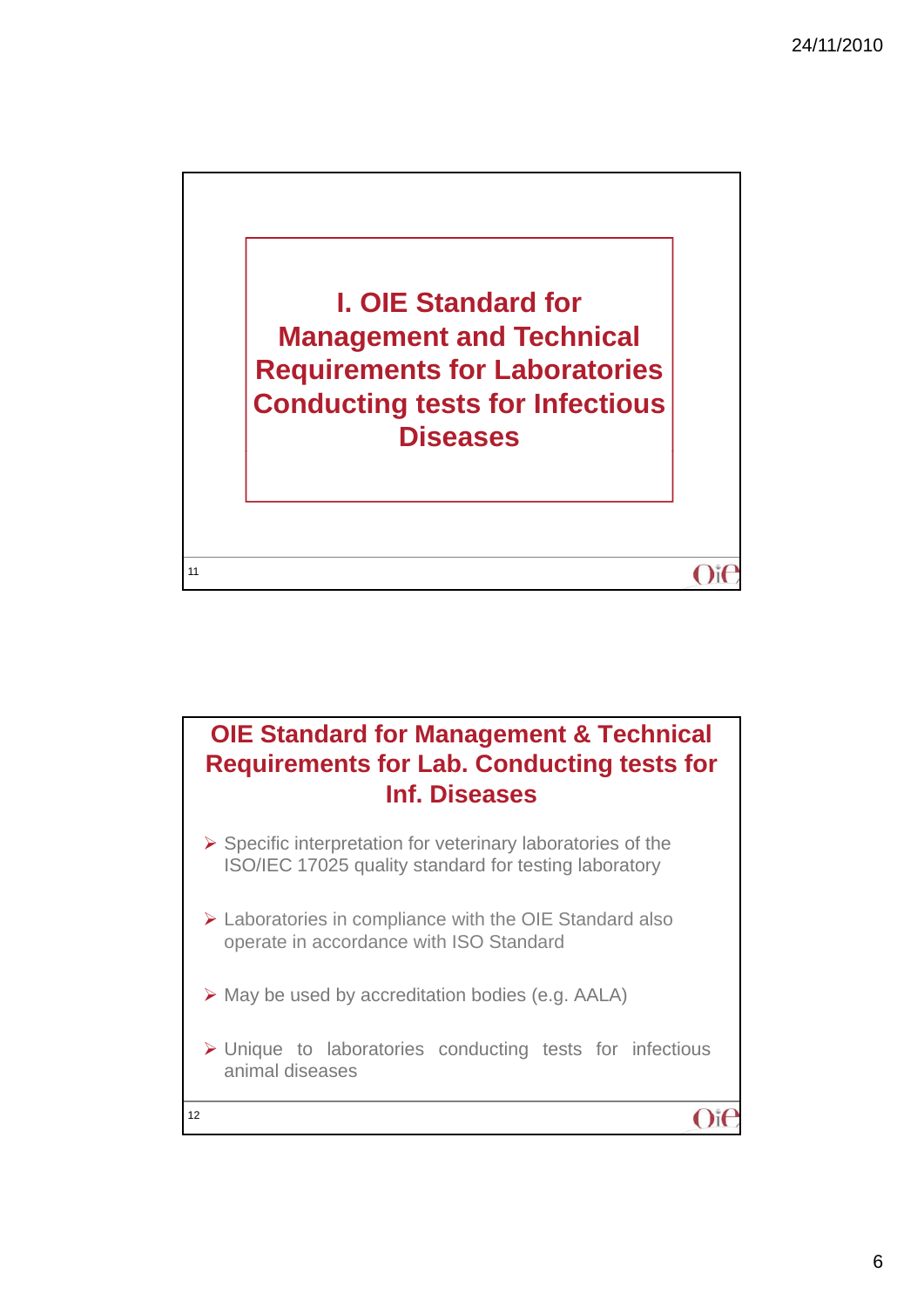# I. OIE Standard for Management and Technical Requirements for Laboratories Conducting tests for Infectious Diseases

## OIE Standard for Management & Technical Requirements for Lab. Conducting tests for Inf. Diseases

- Specific interpretation for veterinary laboratories of the ISO/IEC 17025 quality standard for testing laboratory
- Laboratories in compliance with the OIE Standard also operate in accordance with ISO Standard
- May be used by accreditation bodies (e.g. AALA)
- Unique to laboratories conducting tests for infectious animal diseases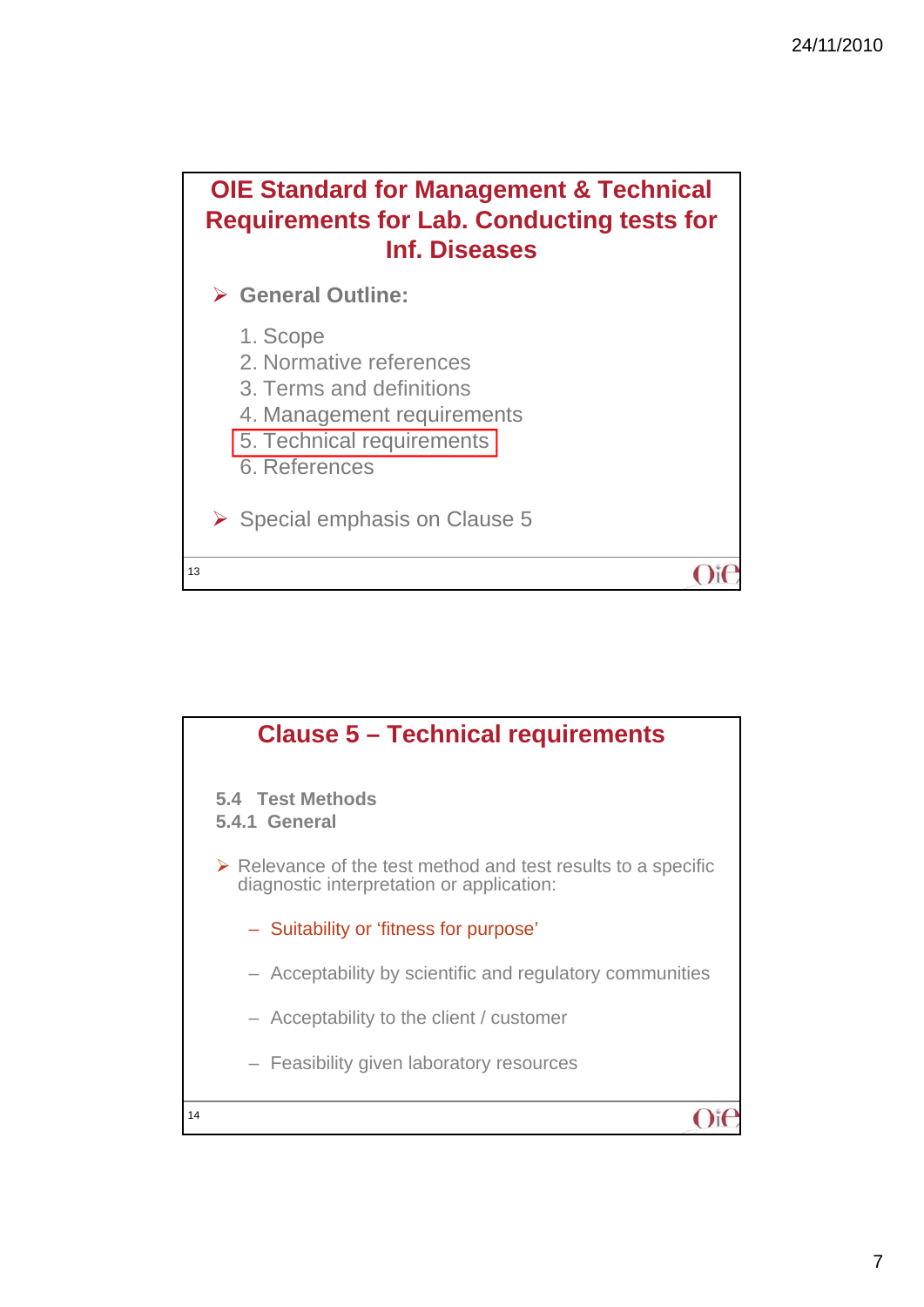## OIE Standard for Management & Technical Requirements for Lab. Conducting tests for Inf. Diseases

- **General Outline:**
  1. Scope
  2. Normative references
  3. Terms and definitions
  4. Management requirements
  5. Technical requirements
  6. References
- Special emphasis on Clause 5

## Clause 5 – Technical requirements

**5.4 Test Methods**
**5.4.1 General**

- Relevance of the test method and test results to a specific diagnostic interpretation or application:
  - Suitability or 'fitness for purpose'
  - Acceptability by scientific and regulatory communities
  - Acceptability to the client / customer
  - Feasibility given laboratory resources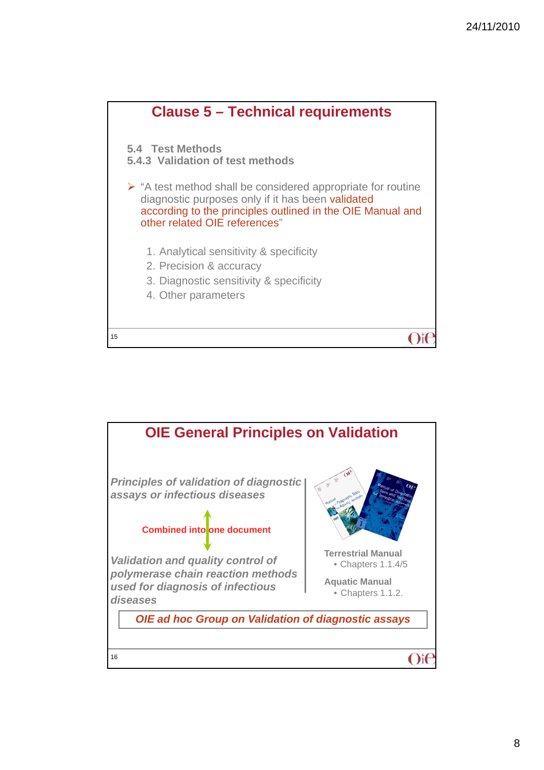## Clause 5 – Technical requirements

**5.4 Test Methods**
**5.4.3 Validation of test methods**

- "A test method shall be considered appropriate for routine diagnostic purposes only if it has been validated according to the principles outlined in the OIE Manual and other related OIE references"

  1. Analytical sensitivity & specificity
  2. Precision & accuracy
  3. Diagnostic sensitivity & specificity
  4. Other parameters

## OIE General Principles on Validation

*Principles of validation of diagnostic assays or infectious diseases*

**Combined into one document**

*Validation and quality control of polymerase chain reaction methods used for diagnosis of infectious diseases*

**Terrestrial Manual**
- Chapters 1.1.4/5

**Aquatic Manual**
- Chapters 1.1.2.

***OIE ad hoc Group on Validation of diagnostic assays***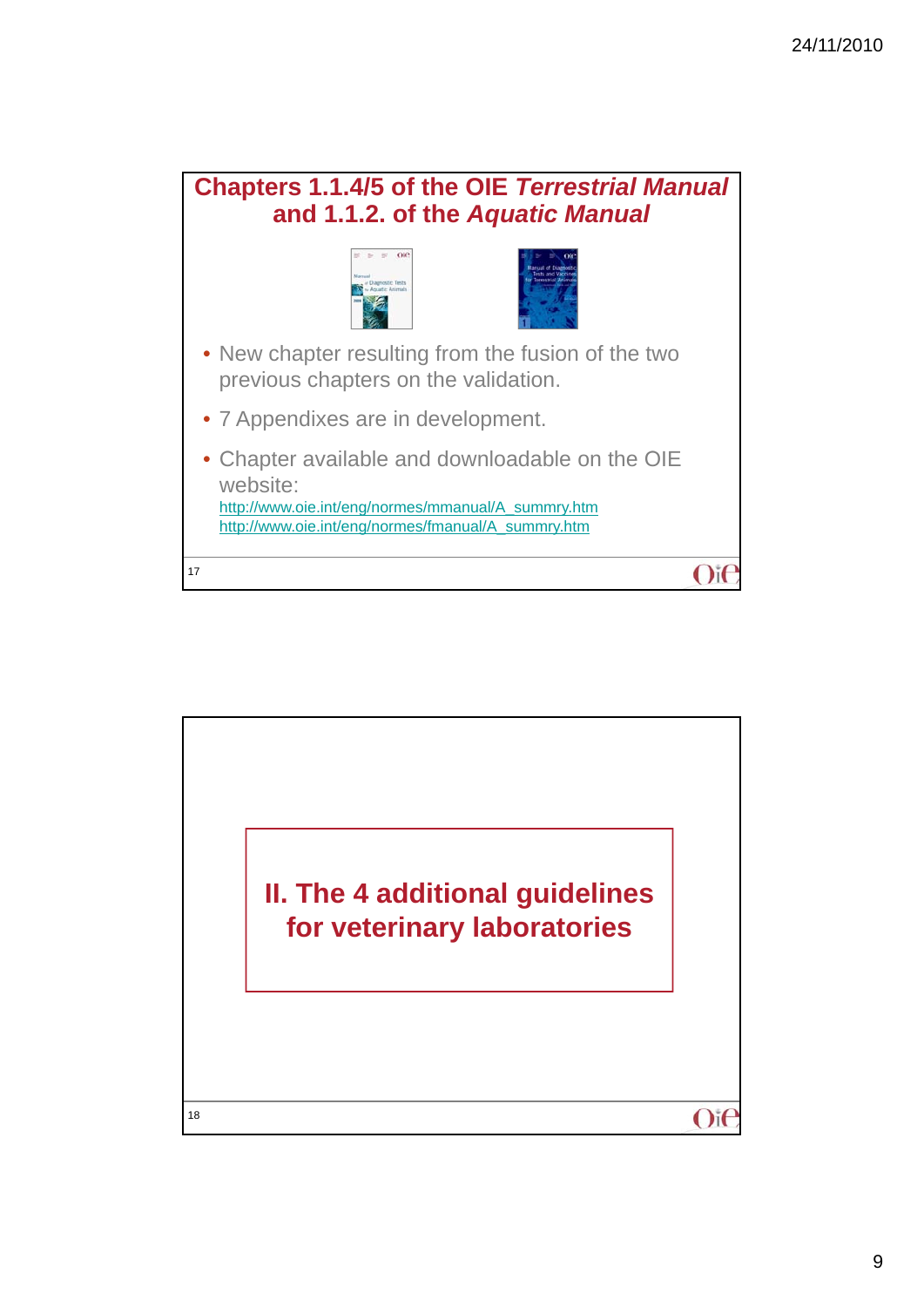## Chapters 1.1.4/5 of the OIE *Terrestrial Manual* and 1.1.2. of the *Aquatic Manual*

- New chapter resulting from the fusion of the two previous chapters on the validation.
- 7 Appendixes are in development.
- Chapter available and downloadable on the OIE website:
  http://www.oie.int/eng/normes/mmanual/A_summry.htm
  http://www.oie.int/eng/normes/fmanual/A_summry.htm

## II. The 4 additional guidelines for veterinary laboratories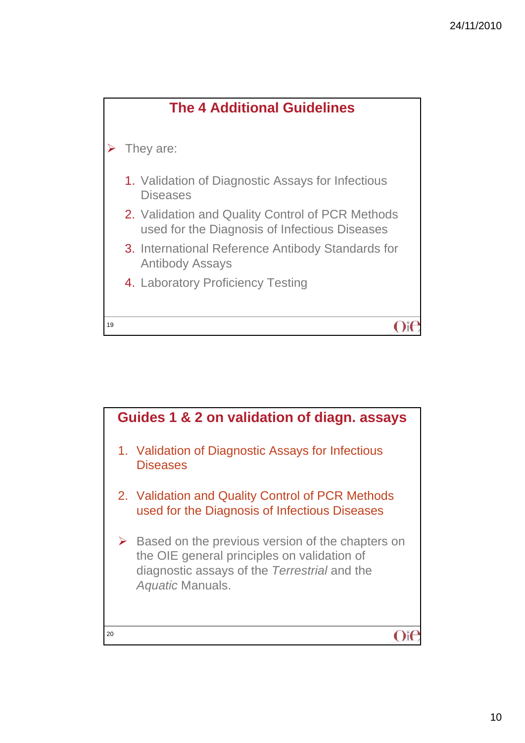## The 4 Additional Guidelines

- They are:
  1. Validation of Diagnostic Assays for Infectious Diseases
  2. Validation and Quality Control of PCR Methods used for the Diagnosis of Infectious Diseases
  3. International Reference Antibody Standards for Antibody Assays
  4. Laboratory Proficiency Testing

## Guides 1 & 2 on validation of diagn. assays

1. Validation of Diagnostic Assays for Infectious Diseases
2. Validation and Quality Control of PCR Methods used for the Diagnosis of Infectious Diseases

- Based on the previous version of the chapters on the OIE general principles on validation of diagnostic assays of the *Terrestrial* and the *Aquatic* Manuals.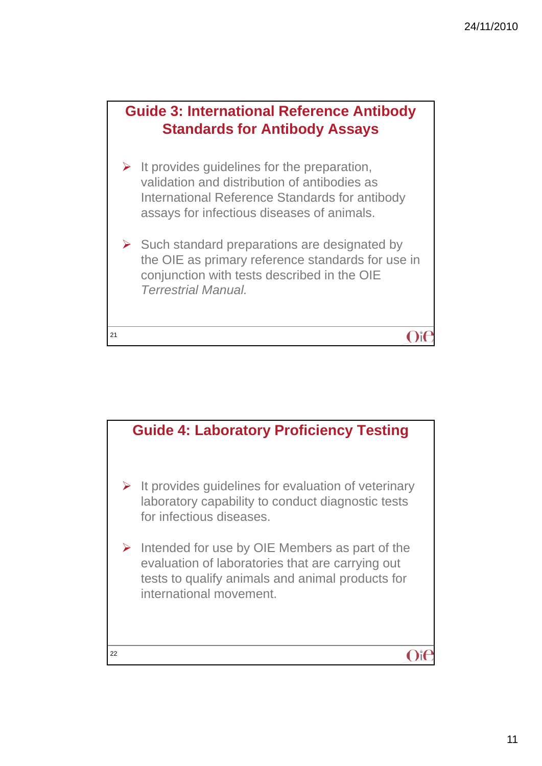## Guide 3: International Reference Antibody Standards for Antibody Assays

- It provides guidelines for the preparation, validation and distribution of antibodies as International Reference Standards for antibody assays for infectious diseases of animals.
- Such standard preparations are designated by the OIE as primary reference standards for use in conjunction with tests described in the OIE *Terrestrial Manual.*

## Guide 4: Laboratory Proficiency Testing

- It provides guidelines for evaluation of veterinary laboratory capability to conduct diagnostic tests for infectious diseases.
- Intended for use by OIE Members as part of the evaluation of laboratories that are carrying out tests to qualify animals and animal products for international movement.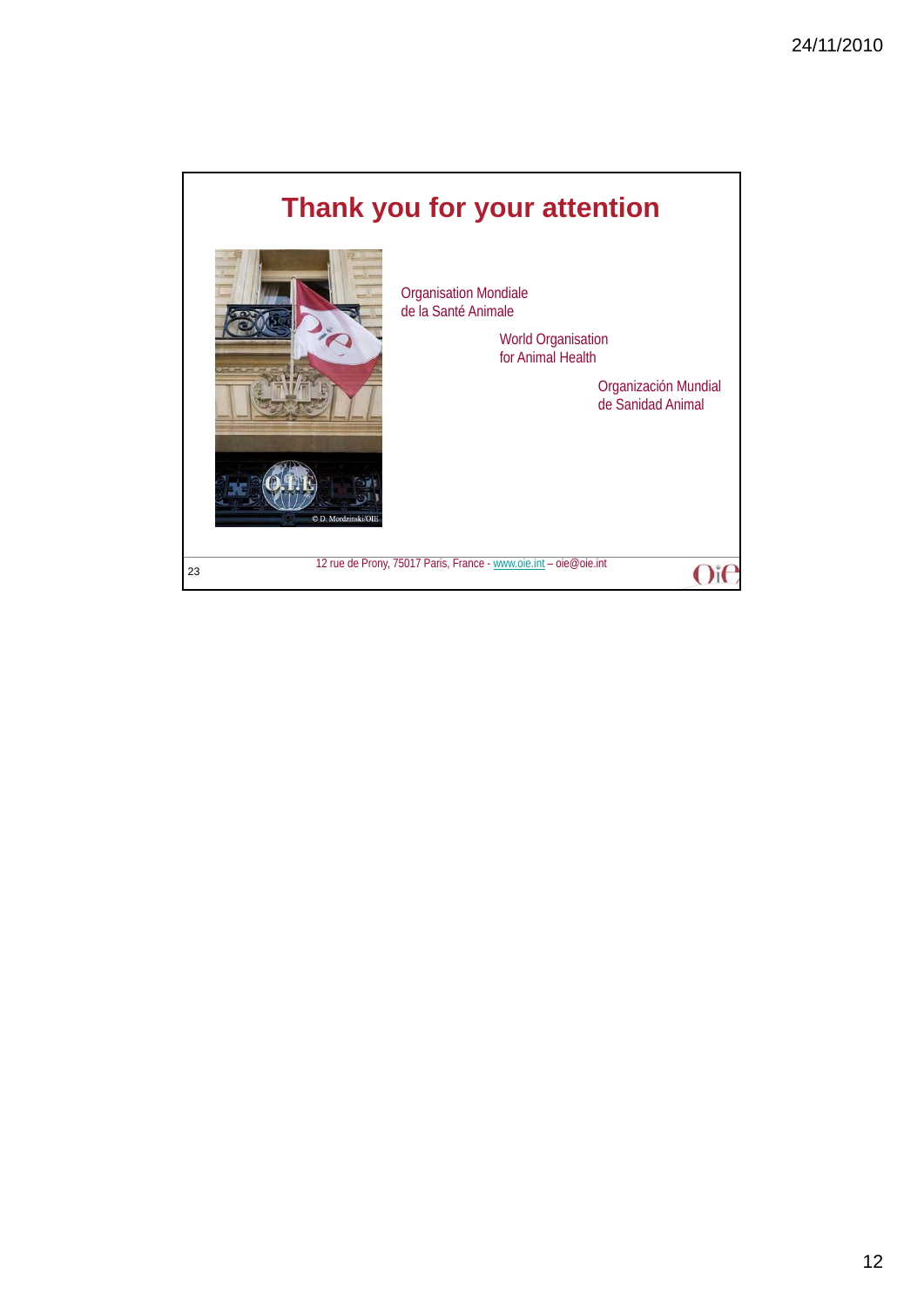# Thank you for your attention

Organisation Mondiale
de la Santé Animale

World Organisation
for Animal Health

Organización Mundial
de Sanidad Animal

12 rue de Prony, 75017 Paris, France - www.oie.int – oie@oie.int